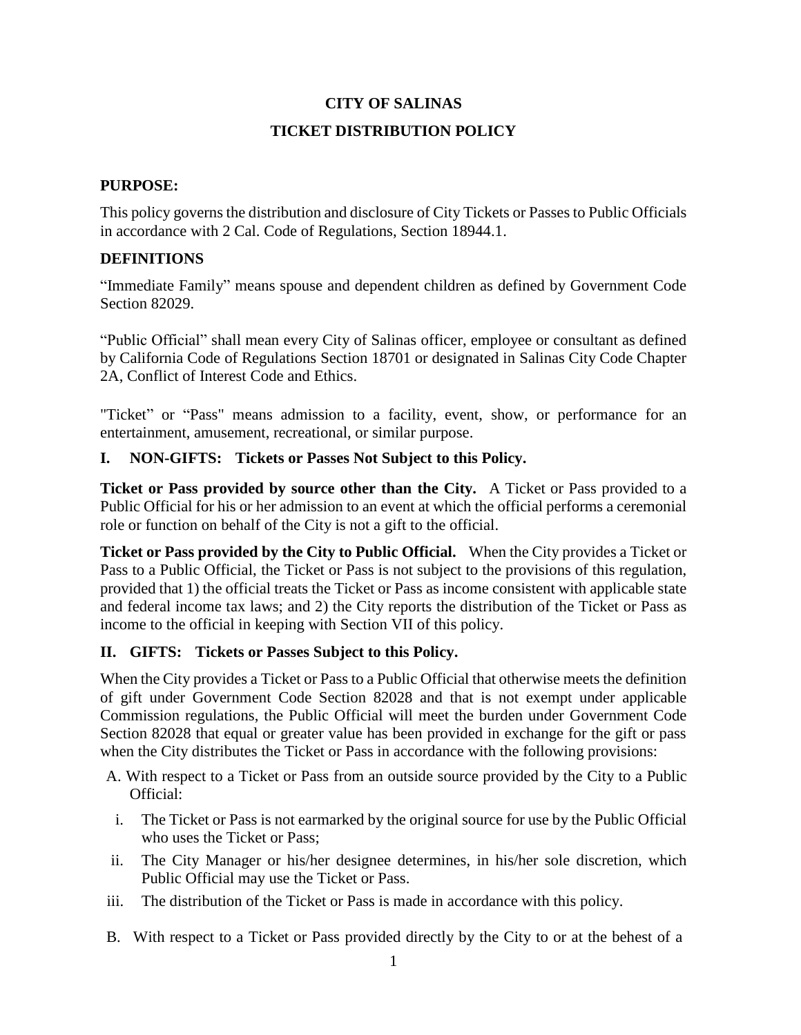# CITY OF SALINAS

## TICKET DISTRIBUTION POLICY

### PURPOSE:

This policy governs the distribution and disclosure of City Tickets or Passes to Public Officials in accordance with 2 Cal. Code of Regulations, Section 18944.1.

### DEFINITIONS

"Immediate Family" means spouse and dependent children as defined by Government Code Section 82029.

"Public Official" shall mean every City of Salinas officer, employee or consultant as defined by California Code of Regulations Section 18701 or designated in Salinas City Code Chapter 2A, Conflict of Interest Code and Ethics.

"Ticket" or "Pass" means admission to a facility, event, show, or performance for an entertainment, amusement, recreational, or similar purpose.

### I. NON-GIFTS: Tickets or Passes Not Subject to this Policy.

**Ticket or Pass provided by source other than the City.** A Ticket or Pass provided to a Public Official for his or her admission to an event at which the official performs a ceremonial role or function on behalf of the City is not a gift to the official.

**Ticket or Pass provided by the City to Public Official.** When the City provides a Ticket or Pass to a Public Official, the Ticket or Pass is not subject to the provisions of this regulation, provided that 1) the official treats the Ticket or Pass as income consistent with applicable state and federal income tax laws; and 2) the City reports the distribution of the Ticket or Pass as income to the official in keeping with Section VII of this policy.

### II. GIFTS: Tickets or Passes Subject to this Policy.

When the City provides a Ticket or Pass to a Public Official that otherwise meets the definition of gift under Government Code Section 82028 and that is not exempt under applicable Commission regulations, the Public Official will meet the burden under Government Code Section 82028 that equal or greater value has been provided in exchange for the gift or pass when the City distributes the Ticket or Pass in accordance with the following provisions:

A. With respect to a Ticket or Pass from an outside source provided by the City to a Public Official:

  i. The Ticket or Pass is not earmarked by the original source for use by the Public Official who uses the Ticket or Pass;

  ii. The City Manager or his/her designee determines, in his/her sole discretion, which Public Official may use the Ticket or Pass.

  iii. The distribution of the Ticket or Pass is made in accordance with this policy.

B. With respect to a Ticket or Pass provided directly by the City to or at the behest of a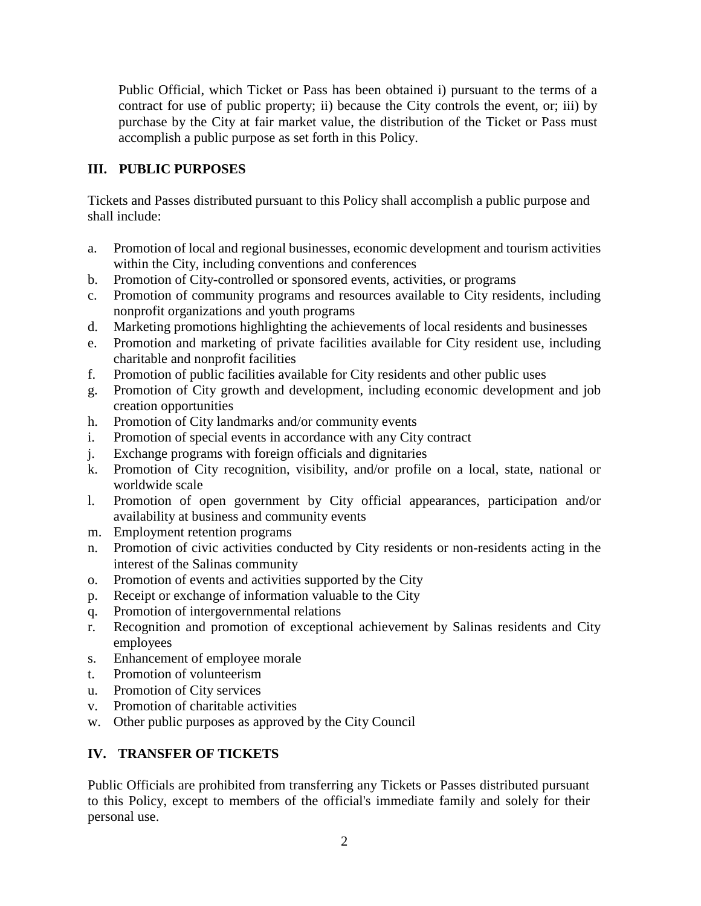Public Official, which Ticket or Pass has been obtained i) pursuant to the terms of a contract for use of public property; ii) because the City controls the event, or; iii) by purchase by the City at fair market value, the distribution of the Ticket or Pass must accomplish a public purpose as set forth in this Policy.

## III. PUBLIC PURPOSES

Tickets and Passes distributed pursuant to this Policy shall accomplish a public purpose and shall include:

a. Promotion of local and regional businesses, economic development and tourism activities within the City, including conventions and conferences
b. Promotion of City-controlled or sponsored events, activities, or programs
c. Promotion of community programs and resources available to City residents, including nonprofit organizations and youth programs
d. Marketing promotions highlighting the achievements of local residents and businesses
e. Promotion and marketing of private facilities available for City resident use, including charitable and nonprofit facilities
f. Promotion of public facilities available for City residents and other public uses
g. Promotion of City growth and development, including economic development and job creation opportunities
h. Promotion of City landmarks and/or community events
i. Promotion of special events in accordance with any City contract
j. Exchange programs with foreign officials and dignitaries
k. Promotion of City recognition, visibility, and/or profile on a local, state, national or worldwide scale
l. Promotion of open government by City official appearances, participation and/or availability at business and community events
m. Employment retention programs
n. Promotion of civic activities conducted by City residents or non-residents acting in the interest of the Salinas community
o. Promotion of events and activities supported by the City
p. Receipt or exchange of information valuable to the City
q. Promotion of intergovernmental relations
r. Recognition and promotion of exceptional achievement by Salinas residents and City employees
s. Enhancement of employee morale
t. Promotion of volunteerism
u. Promotion of City services
v. Promotion of charitable activities
w. Other public purposes as approved by the City Council

## IV. TRANSFER OF TICKETS

Public Officials are prohibited from transferring any Tickets or Passes distributed pursuant to this Policy, except to members of the official's immediate family and solely for their personal use.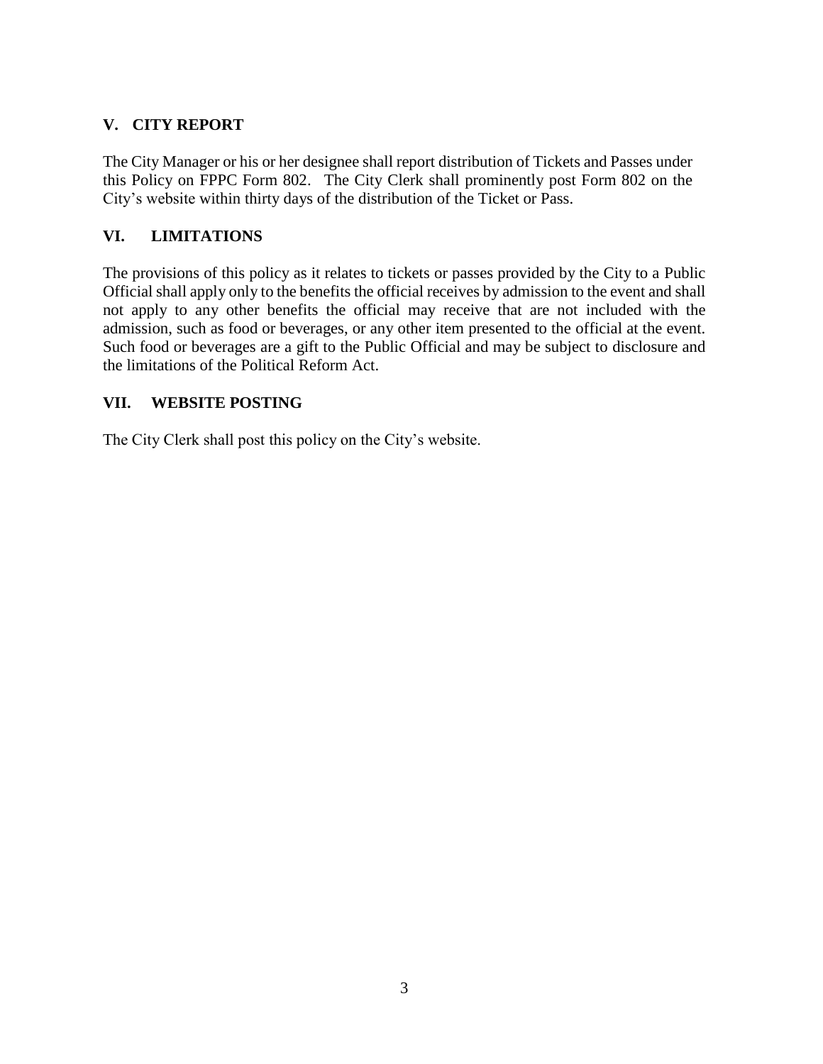## V. CITY REPORT

The City Manager or his or her designee shall report distribution of Tickets and Passes under this Policy on FPPC Form 802. The City Clerk shall prominently post Form 802 on the City's website within thirty days of the distribution of the Ticket or Pass.

## VI. LIMITATIONS

The provisions of this policy as it relates to tickets or passes provided by the City to a Public Official shall apply only to the benefits the official receives by admission to the event and shall not apply to any other benefits the official may receive that are not included with the admission, such as food or beverages, or any other item presented to the official at the event. Such food or beverages are a gift to the Public Official and may be subject to disclosure and the limitations of the Political Reform Act.

## VII. WEBSITE POSTING

The City Clerk shall post this policy on the City's website.